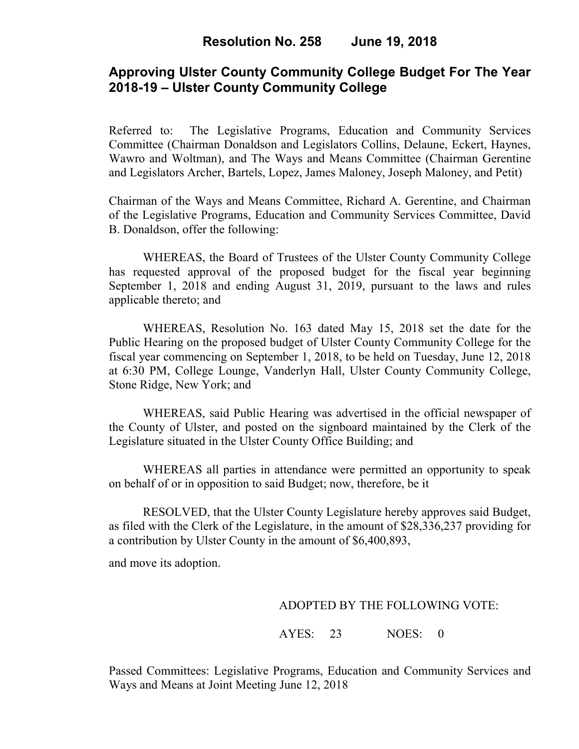# Resolution No. 258 June 19, 2018

## Approving Ulster County Community College Budget For The Year 2018-19 – Ulster County Community College

Referred to: The Legislative Programs, Education and Community Services Committee (Chairman Donaldson and Legislators Collins, Delaune, Eckert, Haynes, Wawro and Woltman), and The Ways and Means Committee (Chairman Gerentine and Legislators Archer, Bartels, Lopez, James Maloney, Joseph Maloney, and Petit)

Chairman of the Ways and Means Committee, Richard A. Gerentine, and Chairman of the Legislative Programs, Education and Community Services Committee, David B. Donaldson, offer the following:

WHEREAS, the Board of Trustees of the Ulster County Community College has requested approval of the proposed budget for the fiscal year beginning September 1, 2018 and ending August 31, 2019, pursuant to the laws and rules applicable thereto; and

WHEREAS, Resolution No. 163 dated May 15, 2018 set the date for the Public Hearing on the proposed budget of Ulster County Community College for the fiscal year commencing on September 1, 2018, to be held on Tuesday, June 12, 2018 at 6:30 PM, College Lounge, Vanderlyn Hall, Ulster County Community College, Stone Ridge, New York; and

WHEREAS, said Public Hearing was advertised in the official newspaper of the County of Ulster, and posted on the signboard maintained by the Clerk of the Legislature situated in the Ulster County Office Building; and

WHEREAS all parties in attendance were permitted an opportunity to speak on behalf of or in opposition to said Budget; now, therefore, be it

RESOLVED, that the Ulster County Legislature hereby approves said Budget, as filed with the Clerk of the Legislature, in the amount of $28,336,237 providing for a contribution by Ulster County in the amount of $6,400,893,

and move its adoption.

ADOPTED BY THE FOLLOWING VOTE:

AYES: 23 NOES: 0

Passed Committees: Legislative Programs, Education and Community Services and Ways and Means at Joint Meeting June 12, 2018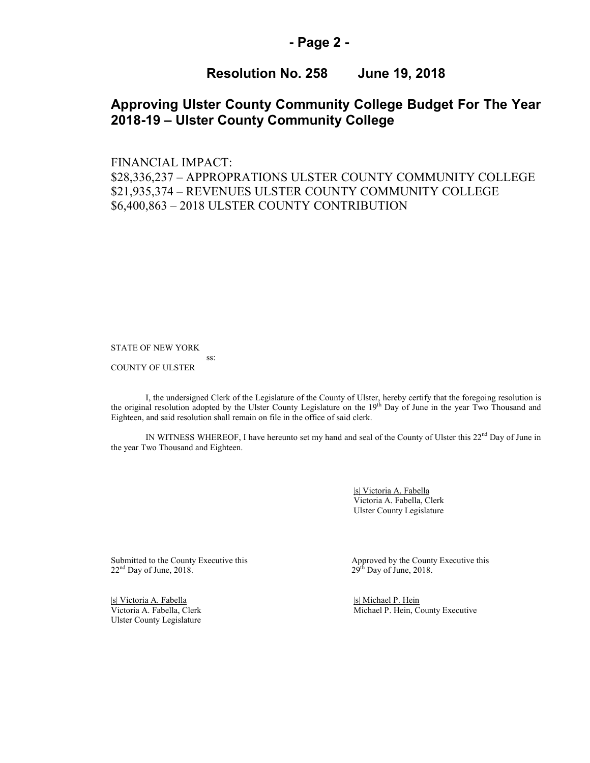## Resolution No. 258 June 19, 2018

## Approving Ulster County Community College Budget For The Year 2018-19 – Ulster County Community College

FINANCIAL IMPACT:
$28,336,237 – APPROPRATIONS ULSTER COUNTY COMMUNITY COLLEGE
$21,935,374 – REVENUES ULSTER COUNTY COMMUNITY COLLEGE
$6,400,863 – 2018 ULSTER COUNTY CONTRIBUTION

STATE OF NEW YORK
ss:
COUNTY OF ULSTER

I, the undersigned Clerk of the Legislature of the County of Ulster, hereby certify that the foregoing resolution is the original resolution adopted by the Ulster County Legislature on the 19th Day of June in the year Two Thousand and Eighteen, and said resolution shall remain on file in the office of said clerk.

IN WITNESS WHEREOF, I have hereunto set my hand and seal of the County of Ulster this 22nd Day of June in the year Two Thousand and Eighteen.

|s| Victoria A. Fabella
Victoria A. Fabella, Clerk
Ulster County Legislature

Submitted to the County Executive this
22nd Day of June, 2018.

|s| Victoria A. Fabella
Victoria A. Fabella, Clerk
Ulster County Legislature

Approved by the County Executive this
29th Day of June, 2018.

|s| Michael P. Hein
Michael P. Hein, County Executive